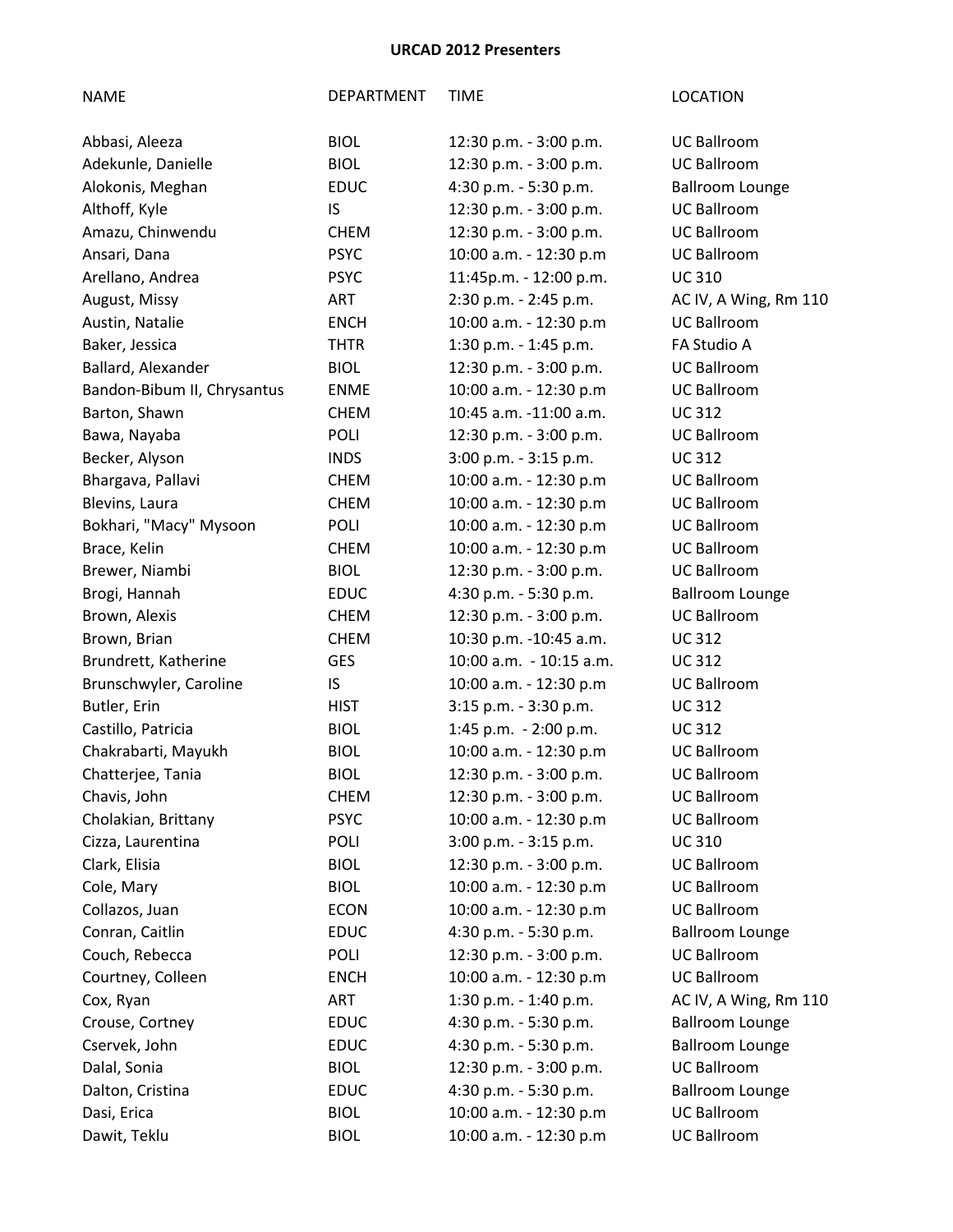# URCAD 2012 Presenters

| NAME | DEPARTMENT | TIME | LOCATION |
|---|---|---|---|
| Abbasi, Aleeza | BIOL | 12:30 p.m. - 3:00 p.m. | UC Ballroom |
| Adekunle, Danielle | BIOL | 12:30 p.m. - 3:00 p.m. | UC Ballroom |
| Alokonis, Meghan | EDUC | 4:30 p.m. - 5:30 p.m. | Ballroom Lounge |
| Althoff, Kyle | IS | 12:30 p.m. - 3:00 p.m. | UC Ballroom |
| Amazu, Chinwendu | CHEM | 12:30 p.m. - 3:00 p.m. | UC Ballroom |
| Ansari, Dana | PSYC | 10:00 a.m. - 12:30 p.m | UC Ballroom |
| Arellano, Andrea | PSYC | 11:45p.m. - 12:00 p.m. | UC 310 |
| August, Missy | ART | 2:30 p.m. - 2:45 p.m. | AC IV, A Wing, Rm 110 |
| Austin, Natalie | ENCH | 10:00 a.m. - 12:30 p.m | UC Ballroom |
| Baker, Jessica | THTR | 1:30 p.m. - 1:45 p.m. | FA Studio A |
| Ballard, Alexander | BIOL | 12:30 p.m. - 3:00 p.m. | UC Ballroom |
| Bandon-Bibum II, Chrysantus | ENME | 10:00 a.m. - 12:30 p.m | UC Ballroom |
| Barton, Shawn | CHEM | 10:45 a.m. -11:00 a.m. | UC 312 |
| Bawa, Nayaba | POLI | 12:30 p.m. - 3:00 p.m. | UC Ballroom |
| Becker, Alyson | INDS | 3:00 p.m. - 3:15 p.m. | UC 312 |
| Bhargava, Pallavi | CHEM | 10:00 a.m. - 12:30 p.m | UC Ballroom |
| Blevins, Laura | CHEM | 10:00 a.m. - 12:30 p.m | UC Ballroom |
| Bokhari, "Macy" Mysoon | POLI | 10:00 a.m. - 12:30 p.m | UC Ballroom |
| Brace, Kelin | CHEM | 10:00 a.m. - 12:30 p.m | UC Ballroom |
| Brewer, Niambi | BIOL | 12:30 p.m. - 3:00 p.m. | UC Ballroom |
| Brogi, Hannah | EDUC | 4:30 p.m. - 5:30 p.m. | Ballroom Lounge |
| Brown, Alexis | CHEM | 12:30 p.m. - 3:00 p.m. | UC Ballroom |
| Brown, Brian | CHEM | 10:30 p.m. -10:45 a.m. | UC 312 |
| Brundrett, Katherine | GES | 10:00 a.m. - 10:15 a.m. | UC 312 |
| Brunschwyler, Caroline | IS | 10:00 a.m. - 12:30 p.m | UC Ballroom |
| Butler, Erin | HIST | 3:15 p.m. - 3:30 p.m. | UC 312 |
| Castillo, Patricia | BIOL | 1:45 p.m. - 2:00 p.m. | UC 312 |
| Chakrabarti, Mayukh | BIOL | 10:00 a.m. - 12:30 p.m | UC Ballroom |
| Chatterjee, Tania | BIOL | 12:30 p.m. - 3:00 p.m. | UC Ballroom |
| Chavis, John | CHEM | 12:30 p.m. - 3:00 p.m. | UC Ballroom |
| Cholakian, Brittany | PSYC | 10:00 a.m. - 12:30 p.m | UC Ballroom |
| Cizza, Laurentina | POLI | 3:00 p.m. - 3:15 p.m. | UC 310 |
| Clark, Elisia | BIOL | 12:30 p.m. - 3:00 p.m. | UC Ballroom |
| Cole, Mary | BIOL | 10:00 a.m. - 12:30 p.m | UC Ballroom |
| Collazos, Juan | ECON | 10:00 a.m. - 12:30 p.m | UC Ballroom |
| Conran, Caitlin | EDUC | 4:30 p.m. - 5:30 p.m. | Ballroom Lounge |
| Couch, Rebecca | POLI | 12:30 p.m. - 3:00 p.m. | UC Ballroom |
| Courtney, Colleen | ENCH | 10:00 a.m. - 12:30 p.m | UC Ballroom |
| Cox, Ryan | ART | 1:30 p.m. - 1:40 p.m. | AC IV, A Wing, Rm 110 |
| Crouse, Cortney | EDUC | 4:30 p.m. - 5:30 p.m. | Ballroom Lounge |
| Cservek, John | EDUC | 4:30 p.m. - 5:30 p.m. | Ballroom Lounge |
| Dalal, Sonia | BIOL | 12:30 p.m. - 3:00 p.m. | UC Ballroom |
| Dalton, Cristina | EDUC | 4:30 p.m. - 5:30 p.m. | Ballroom Lounge |
| Dasi, Erica | BIOL | 10:00 a.m. - 12:30 p.m | UC Ballroom |
| Dawit, Teklu | BIOL | 10:00 a.m. - 12:30 p.m | UC Ballroom |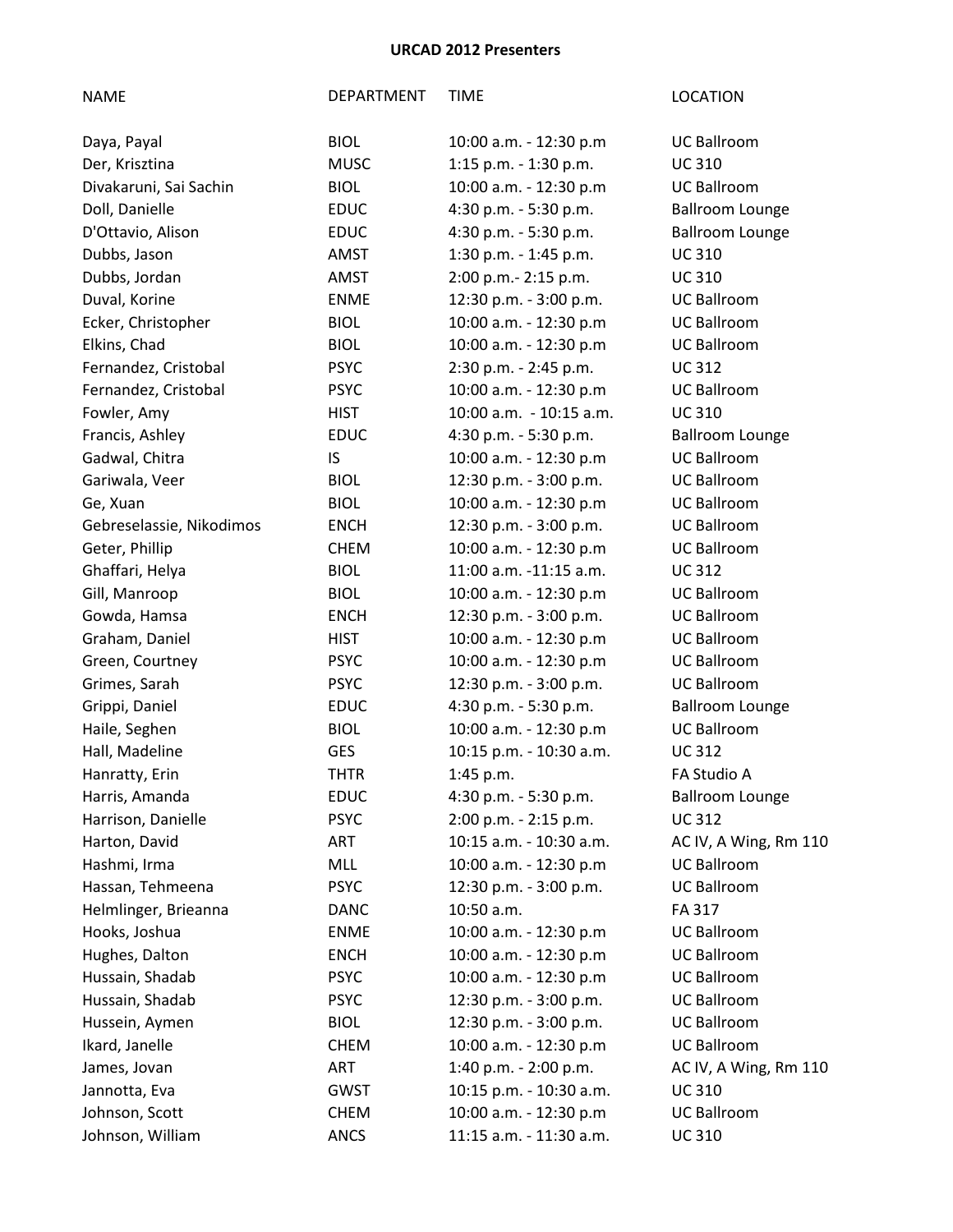**URCAD 2012 Presenters**

| NAME | DEPARTMENT | TIME | LOCATION |
|---|---|---|---|
| Daya, Payal | BIOL | 10:00 a.m. - 12:30 p.m | UC Ballroom |
| Der, Krisztina | MUSC | 1:15 p.m. - 1:30 p.m. | UC 310 |
| Divakaruni, Sai Sachin | BIOL | 10:00 a.m. - 12:30 p.m | UC Ballroom |
| Doll, Danielle | EDUC | 4:30 p.m. - 5:30 p.m. | Ballroom Lounge |
| D'Ottavio, Alison | EDUC | 4:30 p.m. - 5:30 p.m. | Ballroom Lounge |
| Dubbs, Jason | AMST | 1:30 p.m. - 1:45 p.m. | UC 310 |
| Dubbs, Jordan | AMST | 2:00 p.m.- 2:15 p.m. | UC 310 |
| Duval, Korine | ENME | 12:30 p.m. - 3:00 p.m. | UC Ballroom |
| Ecker, Christopher | BIOL | 10:00 a.m. - 12:30 p.m | UC Ballroom |
| Elkins, Chad | BIOL | 10:00 a.m. - 12:30 p.m | UC Ballroom |
| Fernandez, Cristobal | PSYC | 2:30 p.m. - 2:45 p.m. | UC 312 |
| Fernandez, Cristobal | PSYC | 10:00 a.m. - 12:30 p.m | UC Ballroom |
| Fowler, Amy | HIST | 10:00 a.m. - 10:15 a.m. | UC 310 |
| Francis, Ashley | EDUC | 4:30 p.m. - 5:30 p.m. | Ballroom Lounge |
| Gadwal, Chitra | IS | 10:00 a.m. - 12:30 p.m | UC Ballroom |
| Gariwala, Veer | BIOL | 12:30 p.m. - 3:00 p.m. | UC Ballroom |
| Ge, Xuan | BIOL | 10:00 a.m. - 12:30 p.m | UC Ballroom |
| Gebreselassie, Nikodimos | ENCH | 12:30 p.m. - 3:00 p.m. | UC Ballroom |
| Geter, Phillip | CHEM | 10:00 a.m. - 12:30 p.m | UC Ballroom |
| Ghaffari, Helya | BIOL | 11:00 a.m. -11:15 a.m. | UC 312 |
| Gill, Manroop | BIOL | 10:00 a.m. - 12:30 p.m | UC Ballroom |
| Gowda, Hamsa | ENCH | 12:30 p.m. - 3:00 p.m. | UC Ballroom |
| Graham, Daniel | HIST | 10:00 a.m. - 12:30 p.m | UC Ballroom |
| Green, Courtney | PSYC | 10:00 a.m. - 12:30 p.m | UC Ballroom |
| Grimes, Sarah | PSYC | 12:30 p.m. - 3:00 p.m. | UC Ballroom |
| Grippi, Daniel | EDUC | 4:30 p.m. - 5:30 p.m. | Ballroom Lounge |
| Haile, Seghen | BIOL | 10:00 a.m. - 12:30 p.m | UC Ballroom |
| Hall, Madeline | GES | 10:15 p.m. - 10:30 a.m. | UC 312 |
| Hanratty, Erin | THTR | 1:45 p.m. | FA Studio A |
| Harris, Amanda | EDUC | 4:30 p.m. - 5:30 p.m. | Ballroom Lounge |
| Harrison, Danielle | PSYC | 2:00 p.m. - 2:15 p.m. | UC 312 |
| Harton, David | ART | 10:15 a.m. - 10:30 a.m. | AC IV, A Wing, Rm 110 |
| Hashmi, Irma | MLL | 10:00 a.m. - 12:30 p.m | UC Ballroom |
| Hassan, Tehmeena | PSYC | 12:30 p.m. - 3:00 p.m. | UC Ballroom |
| Helmlinger, Brieanna | DANC | 10:50 a.m. | FA 317 |
| Hooks, Joshua | ENME | 10:00 a.m. - 12:30 p.m | UC Ballroom |
| Hughes, Dalton | ENCH | 10:00 a.m. - 12:30 p.m | UC Ballroom |
| Hussain, Shadab | PSYC | 10:00 a.m. - 12:30 p.m | UC Ballroom |
| Hussain, Shadab | PSYC | 12:30 p.m. - 3:00 p.m. | UC Ballroom |
| Hussein, Aymen | BIOL | 12:30 p.m. - 3:00 p.m. | UC Ballroom |
| Ikard, Janelle | CHEM | 10:00 a.m. - 12:30 p.m | UC Ballroom |
| James, Jovan | ART | 1:40 p.m. - 2:00 p.m. | AC IV, A Wing, Rm 110 |
| Jannotta, Eva | GWST | 10:15 p.m. - 10:30 a.m. | UC 310 |
| Johnson, Scott | CHEM | 10:00 a.m. - 12:30 p.m | UC Ballroom |
| Johnson, William | ANCS | 11:15 a.m. - 11:30 a.m. | UC 310 |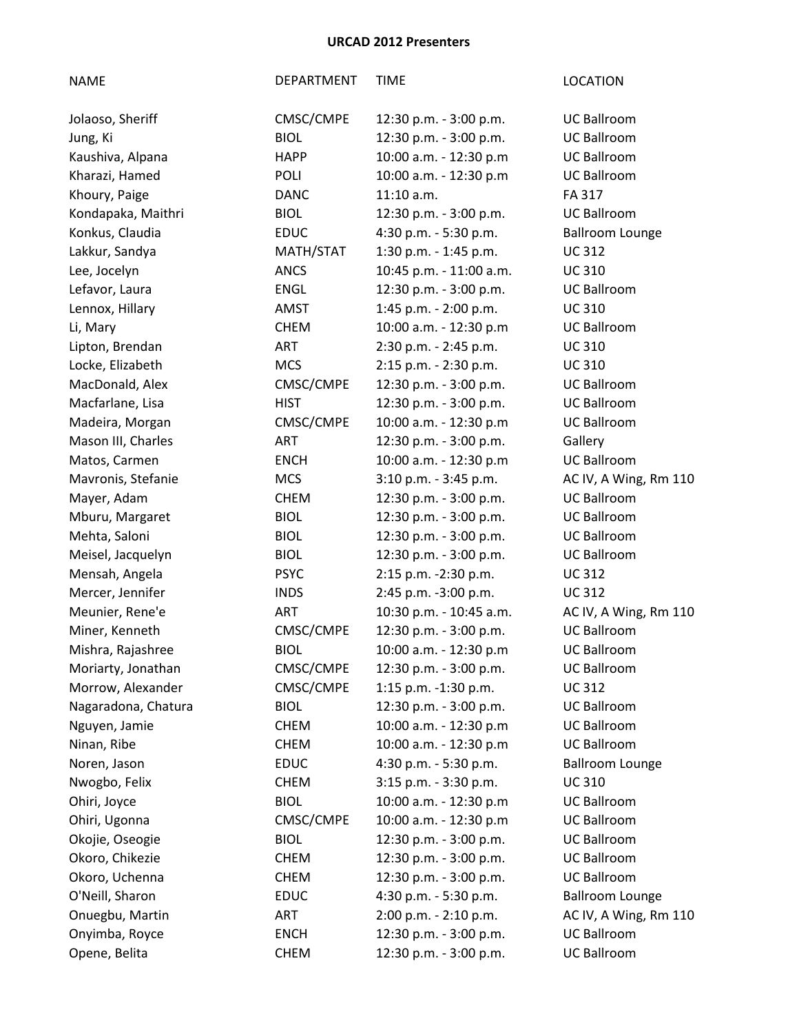**URCAD 2012 Presenters**

| NAME | DEPARTMENT | TIME | LOCATION |
|---|---|---|---|
| Jolaoso, Sheriff | CMSC/CMPE | 12:30 p.m. - 3:00 p.m. | UC Ballroom |
| Jung, Ki | BIOL | 12:30 p.m. - 3:00 p.m. | UC Ballroom |
| Kaushiva, Alpana | HAPP | 10:00 a.m. - 12:30 p.m | UC Ballroom |
| Kharazi, Hamed | POLI | 10:00 a.m. - 12:30 p.m | UC Ballroom |
| Khoury, Paige | DANC | 11:10 a.m. | FA 317 |
| Kondapaka, Maithri | BIOL | 12:30 p.m. - 3:00 p.m. | UC Ballroom |
| Konkus, Claudia | EDUC | 4:30 p.m. - 5:30 p.m. | Ballroom Lounge |
| Lakkur, Sandya | MATH/STAT | 1:30 p.m. - 1:45 p.m. | UC 312 |
| Lee, Jocelyn | ANCS | 10:45 p.m. - 11:00 a.m. | UC 310 |
| Lefavor, Laura | ENGL | 12:30 p.m. - 3:00 p.m. | UC Ballroom |
| Lennox, Hillary | AMST | 1:45 p.m. - 2:00 p.m. | UC 310 |
| Li, Mary | CHEM | 10:00 a.m. - 12:30 p.m | UC Ballroom |
| Lipton, Brendan | ART | 2:30 p.m. - 2:45 p.m. | UC 310 |
| Locke, Elizabeth | MCS | 2:15 p.m. - 2:30 p.m. | UC 310 |
| MacDonald, Alex | CMSC/CMPE | 12:30 p.m. - 3:00 p.m. | UC Ballroom |
| Macfarlane, Lisa | HIST | 12:30 p.m. - 3:00 p.m. | UC Ballroom |
| Madeira, Morgan | CMSC/CMPE | 10:00 a.m. - 12:30 p.m | UC Ballroom |
| Mason III, Charles | ART | 12:30 p.m. - 3:00 p.m. | Gallery |
| Matos, Carmen | ENCH | 10:00 a.m. - 12:30 p.m | UC Ballroom |
| Mavronis, Stefanie | MCS | 3:10 p.m. - 3:45 p.m. | AC IV, A Wing, Rm 110 |
| Mayer, Adam | CHEM | 12:30 p.m. - 3:00 p.m. | UC Ballroom |
| Mburu, Margaret | BIOL | 12:30 p.m. - 3:00 p.m. | UC Ballroom |
| Mehta, Saloni | BIOL | 12:30 p.m. - 3:00 p.m. | UC Ballroom |
| Meisel, Jacquelyn | BIOL | 12:30 p.m. - 3:00 p.m. | UC Ballroom |
| Mensah, Angela | PSYC | 2:15 p.m. -2:30 p.m. | UC 312 |
| Mercer, Jennifer | INDS | 2:45 p.m. -3:00 p.m. | UC 312 |
| Meunier, Rene'e | ART | 10:30 p.m. - 10:45 a.m. | AC IV, A Wing, Rm 110 |
| Miner, Kenneth | CMSC/CMPE | 12:30 p.m. - 3:00 p.m. | UC Ballroom |
| Mishra, Rajashree | BIOL | 10:00 a.m. - 12:30 p.m | UC Ballroom |
| Moriarty, Jonathan | CMSC/CMPE | 12:30 p.m. - 3:00 p.m. | UC Ballroom |
| Morrow, Alexander | CMSC/CMPE | 1:15 p.m. -1:30 p.m. | UC 312 |
| Nagaradona, Chatura | BIOL | 12:30 p.m. - 3:00 p.m. | UC Ballroom |
| Nguyen, Jamie | CHEM | 10:00 a.m. - 12:30 p.m | UC Ballroom |
| Ninan, Ribe | CHEM | 10:00 a.m. - 12:30 p.m | UC Ballroom |
| Noren, Jason | EDUC | 4:30 p.m. - 5:30 p.m. | Ballroom Lounge |
| Nwogbo, Felix | CHEM | 3:15 p.m. - 3:30 p.m. | UC 310 |
| Ohiri, Joyce | BIOL | 10:00 a.m. - 12:30 p.m | UC Ballroom |
| Ohiri, Ugonna | CMSC/CMPE | 10:00 a.m. - 12:30 p.m | UC Ballroom |
| Okojie, Oseogie | BIOL | 12:30 p.m. - 3:00 p.m. | UC Ballroom |
| Okoro, Chikezie | CHEM | 12:30 p.m. - 3:00 p.m. | UC Ballroom |
| Okoro, Uchenna | CHEM | 12:30 p.m. - 3:00 p.m. | UC Ballroom |
| O'Neill, Sharon | EDUC | 4:30 p.m. - 5:30 p.m. | Ballroom Lounge |
| Onuegbu, Martin | ART | 2:00 p.m. - 2:10 p.m. | AC IV, A Wing, Rm 110 |
| Onyimba, Royce | ENCH | 12:30 p.m. - 3:00 p.m. | UC Ballroom |
| Opene, Belita | CHEM | 12:30 p.m. - 3:00 p.m. | UC Ballroom |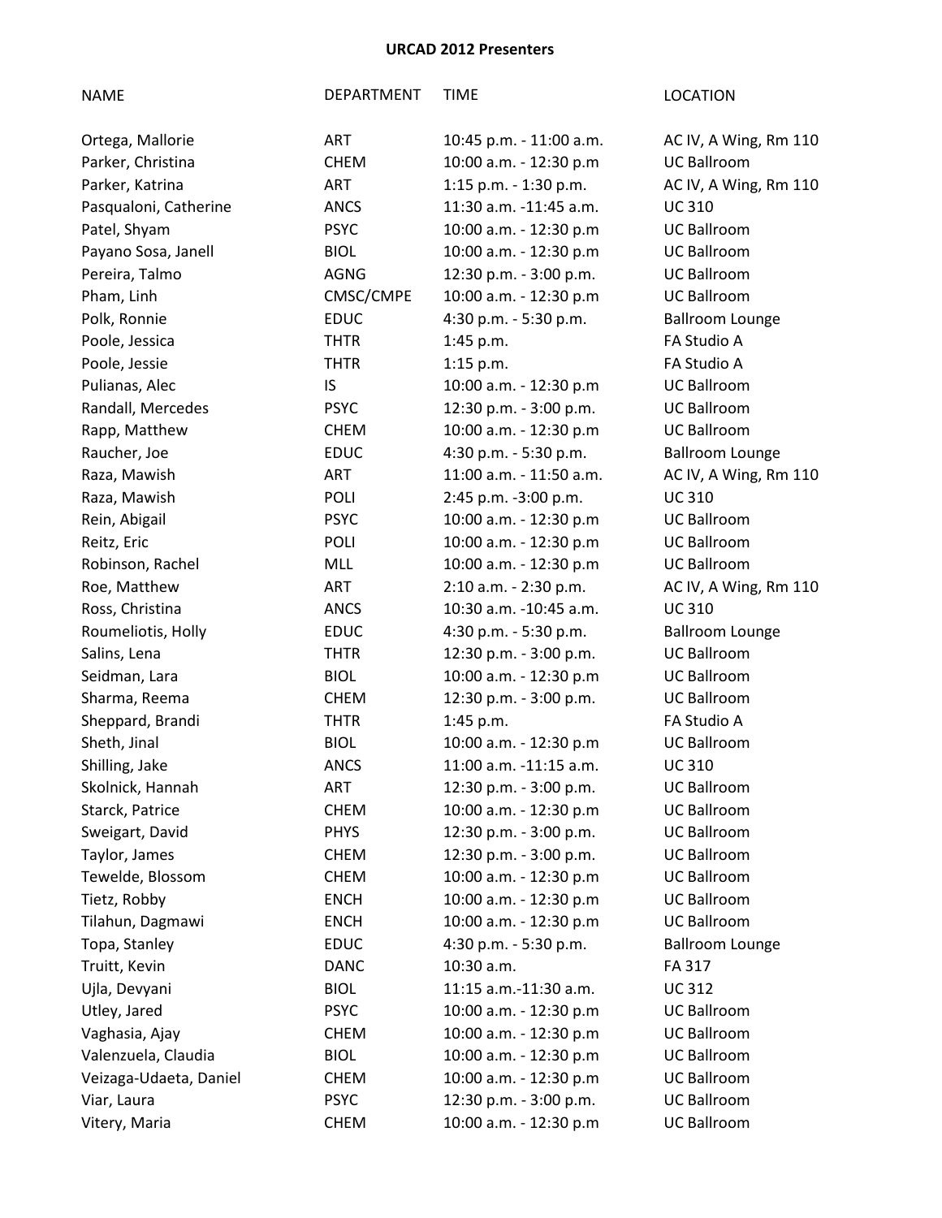**URCAD 2012 Presenters**

| NAME | DEPARTMENT | TIME | LOCATION |
|---|---|---|---|
| Ortega, Mallorie | ART | 10:45 p.m. - 11:00 a.m. | AC IV, A Wing, Rm 110 |
| Parker, Christina | CHEM | 10:00 a.m. - 12:30 p.m | UC Ballroom |
| Parker, Katrina | ART | 1:15 p.m. - 1:30 p.m. | AC IV, A Wing, Rm 110 |
| Pasqualoni, Catherine | ANCS | 11:30 a.m. -11:45 a.m. | UC 310 |
| Patel, Shyam | PSYC | 10:00 a.m. - 12:30 p.m | UC Ballroom |
| Payano Sosa, Janell | BIOL | 10:00 a.m. - 12:30 p.m | UC Ballroom |
| Pereira, Talmo | AGNG | 12:30 p.m. - 3:00 p.m. | UC Ballroom |
| Pham, Linh | CMSC/CMPE | 10:00 a.m. - 12:30 p.m | UC Ballroom |
| Polk, Ronnie | EDUC | 4:30 p.m. - 5:30 p.m. | Ballroom Lounge |
| Poole, Jessica | THTR | 1:45 p.m. | FA Studio A |
| Poole, Jessie | THTR | 1:15 p.m. | FA Studio A |
| Pulianas, Alec | IS | 10:00 a.m. - 12:30 p.m | UC Ballroom |
| Randall, Mercedes | PSYC | 12:30 p.m. - 3:00 p.m. | UC Ballroom |
| Rapp, Matthew | CHEM | 10:00 a.m. - 12:30 p.m | UC Ballroom |
| Raucher, Joe | EDUC | 4:30 p.m. - 5:30 p.m. | Ballroom Lounge |
| Raza, Mawish | ART | 11:00 a.m. - 11:50 a.m. | AC IV, A Wing, Rm 110 |
| Raza, Mawish | POLI | 2:45 p.m. -3:00 p.m. | UC 310 |
| Rein, Abigail | PSYC | 10:00 a.m. - 12:30 p.m | UC Ballroom |
| Reitz, Eric | POLI | 10:00 a.m. - 12:30 p.m | UC Ballroom |
| Robinson, Rachel | MLL | 10:00 a.m. - 12:30 p.m | UC Ballroom |
| Roe, Matthew | ART | 2:10 a.m. - 2:30 p.m. | AC IV, A Wing, Rm 110 |
| Ross, Christina | ANCS | 10:30 a.m. -10:45 a.m. | UC 310 |
| Roumeliotis, Holly | EDUC | 4:30 p.m. - 5:30 p.m. | Ballroom Lounge |
| Salins, Lena | THTR | 12:30 p.m. - 3:00 p.m. | UC Ballroom |
| Seidman, Lara | BIOL | 10:00 a.m. - 12:30 p.m | UC Ballroom |
| Sharma, Reema | CHEM | 12:30 p.m. - 3:00 p.m. | UC Ballroom |
| Sheppard, Brandi | THTR | 1:45 p.m. | FA Studio A |
| Sheth, Jinal | BIOL | 10:00 a.m. - 12:30 p.m | UC Ballroom |
| Shilling, Jake | ANCS | 11:00 a.m. -11:15 a.m. | UC 310 |
| Skolnick, Hannah | ART | 12:30 p.m. - 3:00 p.m. | UC Ballroom |
| Starck, Patrice | CHEM | 10:00 a.m. - 12:30 p.m | UC Ballroom |
| Sweigart, David | PHYS | 12:30 p.m. - 3:00 p.m. | UC Ballroom |
| Taylor, James | CHEM | 12:30 p.m. - 3:00 p.m. | UC Ballroom |
| Tewelde, Blossom | CHEM | 10:00 a.m. - 12:30 p.m | UC Ballroom |
| Tietz, Robby | ENCH | 10:00 a.m. - 12:30 p.m | UC Ballroom |
| Tilahun, Dagmawi | ENCH | 10:00 a.m. - 12:30 p.m | UC Ballroom |
| Topa, Stanley | EDUC | 4:30 p.m. - 5:30 p.m. | Ballroom Lounge |
| Truitt, Kevin | DANC | 10:30 a.m. | FA 317 |
| Ujla, Devyani | BIOL | 11:15 a.m.-11:30 a.m. | UC 312 |
| Utley, Jared | PSYC | 10:00 a.m. - 12:30 p.m | UC Ballroom |
| Vaghasia, Ajay | CHEM | 10:00 a.m. - 12:30 p.m | UC Ballroom |
| Valenzuela, Claudia | BIOL | 10:00 a.m. - 12:30 p.m | UC Ballroom |
| Veizaga-Udaeta, Daniel | CHEM | 10:00 a.m. - 12:30 p.m | UC Ballroom |
| Viar, Laura | PSYC | 12:30 p.m. - 3:00 p.m. | UC Ballroom |
| Vitery, Maria | CHEM | 10:00 a.m. - 12:30 p.m | UC Ballroom |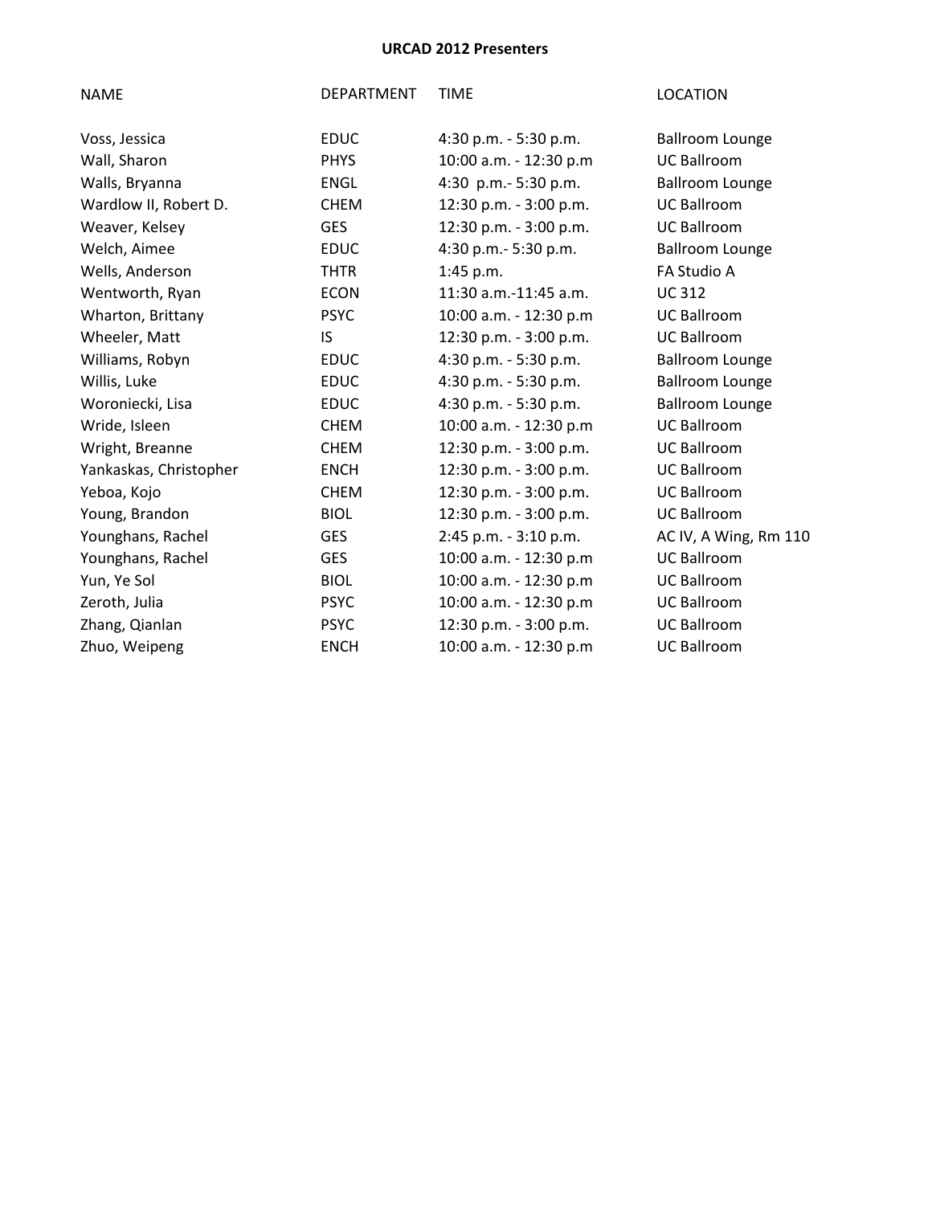**URCAD 2012 Presenters**

| NAME | DEPARTMENT | TIME | LOCATION |
|---|---|---|---|
| Voss, Jessica | EDUC | 4:30 p.m. - 5:30 p.m. | Ballroom Lounge |
| Wall, Sharon | PHYS | 10:00 a.m. - 12:30 p.m | UC Ballroom |
| Walls, Bryanna | ENGL | 4:30 p.m.- 5:30 p.m. | Ballroom Lounge |
| Wardlow II, Robert D. | CHEM | 12:30 p.m. - 3:00 p.m. | UC Ballroom |
| Weaver, Kelsey | GES | 12:30 p.m. - 3:00 p.m. | UC Ballroom |
| Welch, Aimee | EDUC | 4:30 p.m.- 5:30 p.m. | Ballroom Lounge |
| Wells, Anderson | THTR | 1:45 p.m. | FA Studio A |
| Wentworth, Ryan | ECON | 11:30 a.m.-11:45 a.m. | UC 312 |
| Wharton, Brittany | PSYC | 10:00 a.m. - 12:30 p.m | UC Ballroom |
| Wheeler, Matt | IS | 12:30 p.m. - 3:00 p.m. | UC Ballroom |
| Williams, Robyn | EDUC | 4:30 p.m. - 5:30 p.m. | Ballroom Lounge |
| Willis, Luke | EDUC | 4:30 p.m. - 5:30 p.m. | Ballroom Lounge |
| Woroniecki, Lisa | EDUC | 4:30 p.m. - 5:30 p.m. | Ballroom Lounge |
| Wride, Isleen | CHEM | 10:00 a.m. - 12:30 p.m | UC Ballroom |
| Wright, Breanne | CHEM | 12:30 p.m. - 3:00 p.m. | UC Ballroom |
| Yankaskas, Christopher | ENCH | 12:30 p.m. - 3:00 p.m. | UC Ballroom |
| Yeboa, Kojo | CHEM | 12:30 p.m. - 3:00 p.m. | UC Ballroom |
| Young, Brandon | BIOL | 12:30 p.m. - 3:00 p.m. | UC Ballroom |
| Younghans, Rachel | GES | 2:45 p.m. - 3:10 p.m. | AC IV, A Wing, Rm 110 |
| Younghans, Rachel | GES | 10:00 a.m. - 12:30 p.m | UC Ballroom |
| Yun, Ye Sol | BIOL | 10:00 a.m. - 12:30 p.m | UC Ballroom |
| Zeroth, Julia | PSYC | 10:00 a.m. - 12:30 p.m | UC Ballroom |
| Zhang, Qianlan | PSYC | 12:30 p.m. - 3:00 p.m. | UC Ballroom |
| Zhuo, Weipeng | ENCH | 10:00 a.m. - 12:30 p.m | UC Ballroom |